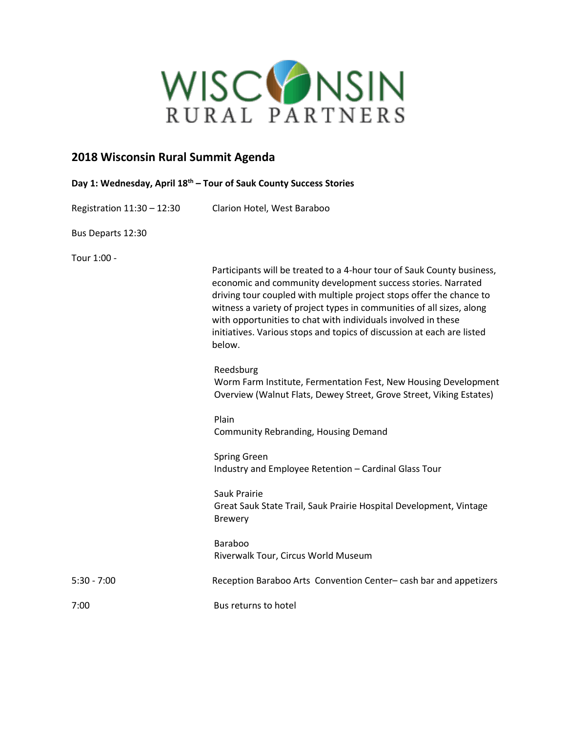WISCONSIN RURAL PARTNERS

## 2018 Wisconsin Rural Summit Agenda

### Day 1: Wednesday, April 18th – Tour of Sauk County Success Stories

Registration 11:30 – 12:30 — Clarion Hotel, West Baraboo

Bus Departs 12:30

Tour 1:00 -

Participants will be treated to a 4-hour tour of Sauk County business, economic and community development success stories. Narrated driving tour coupled with multiple project stops offer the chance to witness a variety of project types in communities of all sizes, along with opportunities to chat with individuals involved in these initiatives. Various stops and topics of discussion at each are listed below.

Reedsburg
Worm Farm Institute, Fermentation Fest, New Housing Development Overview (Walnut Flats, Dewey Street, Grove Street, Viking Estates)

Plain
Community Rebranding, Housing Demand

Spring Green
Industry and Employee Retention – Cardinal Glass Tour

Sauk Prairie
Great Sauk State Trail, Sauk Prairie Hospital Development, Vintage Brewery

Baraboo
Riverwalk Tour, Circus World Museum

5:30 - 7:00 — Reception Baraboo Arts Convention Center– cash bar and appetizers

7:00 — Bus returns to hotel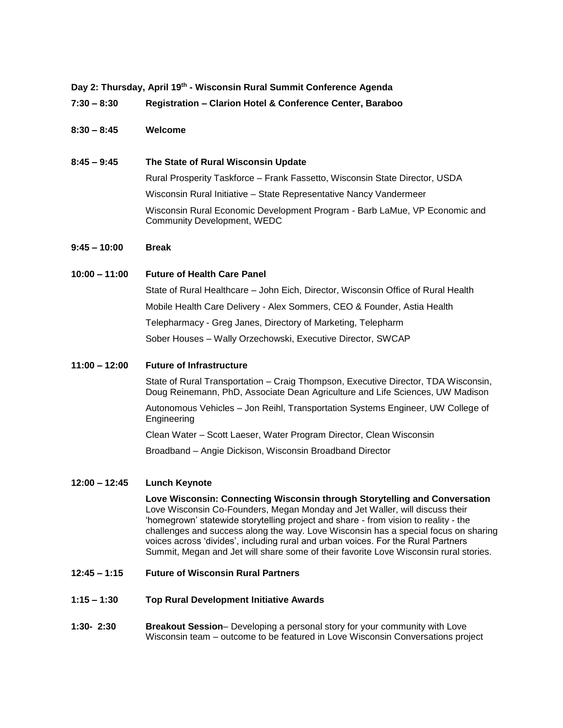**Day 2: Thursday, April 19th - Wisconsin Rural Summit Conference Agenda**

**7:30 – 8:30** **Registration – Clarion Hotel & Conference Center, Baraboo**

**8:30 – 8:45** **Welcome**

**8:45 – 9:45** **The State of Rural Wisconsin Update**

Rural Prosperity Taskforce – Frank Fassetto, Wisconsin State Director, USDA

Wisconsin Rural Initiative – State Representative Nancy Vandermeer

Wisconsin Rural Economic Development Program - Barb LaMue, VP Economic and Community Development, WEDC

**9:45 – 10:00** **Break**

**10:00 – 11:00** **Future of Health Care Panel**

State of Rural Healthcare – John Eich, Director, Wisconsin Office of Rural Health

Mobile Health Care Delivery - Alex Sommers, CEO & Founder, Astia Health

Telepharmacy - Greg Janes, Directory of Marketing, Telepharm

Sober Houses – Wally Orzechowski, Executive Director, SWCAP

**11:00 – 12:00** **Future of Infrastructure**

State of Rural Transportation – Craig Thompson, Executive Director, TDA Wisconsin, Doug Reinemann, PhD, Associate Dean Agriculture and Life Sciences, UW Madison

Autonomous Vehicles – Jon Reihl, Transportation Systems Engineer, UW College of Engineering

Clean Water – Scott Laeser, Water Program Director, Clean Wisconsin

Broadband – Angie Dickison, Wisconsin Broadband Director

**12:00 – 12:45** **Lunch Keynote**

**Love Wisconsin: Connecting Wisconsin through Storytelling and Conversation**
Love Wisconsin Co-Founders, Megan Monday and Jet Waller, will discuss their 'homegrown' statewide storytelling project and share - from vision to reality - the challenges and success along the way. Love Wisconsin has a special focus on sharing voices across 'divides', including rural and urban voices. For the Rural Partners Summit, Megan and Jet will share some of their favorite Love Wisconsin rural stories.

**12:45 – 1:15** **Future of Wisconsin Rural Partners**

**1:15 – 1:30** **Top Rural Development Initiative Awards**

**1:30- 2:30** **Breakout Session**– Developing a personal story for your community with Love Wisconsin team – outcome to be featured in Love Wisconsin Conversations project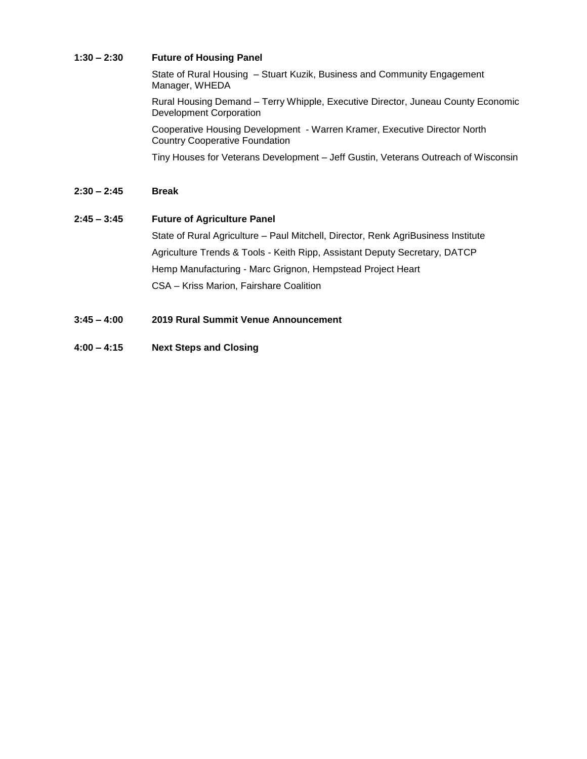**1:30 – 2:30** **Future of Housing Panel**

State of Rural Housing – Stuart Kuzik, Business and Community Engagement Manager, WHEDA

Rural Housing Demand – Terry Whipple, Executive Director, Juneau County Economic Development Corporation

Cooperative Housing Development - Warren Kramer, Executive Director North Country Cooperative Foundation

Tiny Houses for Veterans Development – Jeff Gustin, Veterans Outreach of Wisconsin

**2:30 – 2:45** **Break**

**2:45 – 3:45** **Future of Agriculture Panel**

State of Rural Agriculture – Paul Mitchell, Director, Renk AgriBusiness Institute

Agriculture Trends & Tools - Keith Ripp, Assistant Deputy Secretary, DATCP

Hemp Manufacturing - Marc Grignon, Hempstead Project Heart

CSA – Kriss Marion, Fairshare Coalition

**3:45 – 4:00** **2019 Rural Summit Venue Announcement**

**4:00 – 4:15** **Next Steps and Closing**